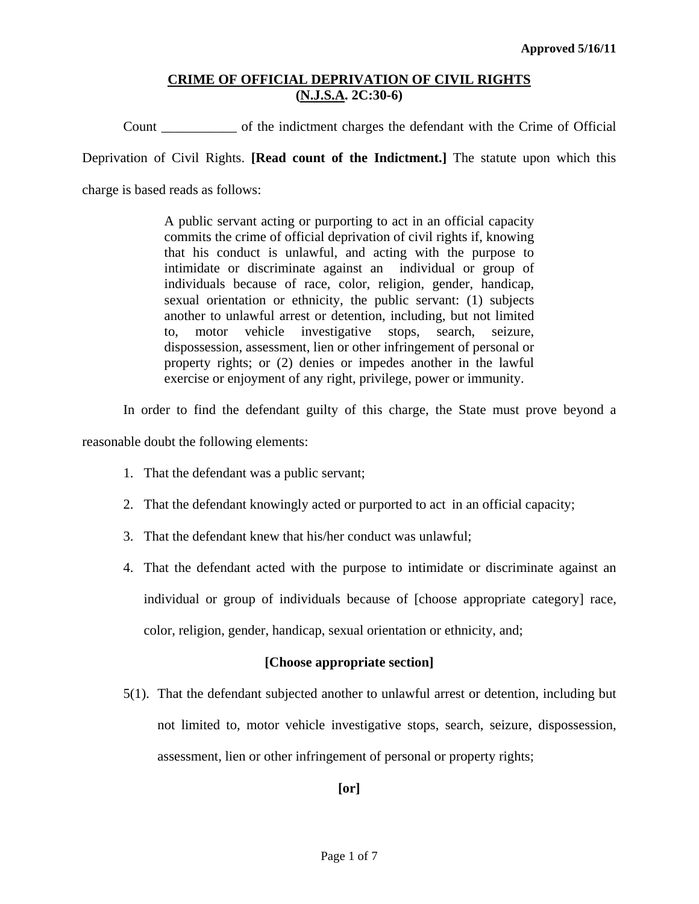**Approved 5/16/11**

## CRIME OF OFFICIAL DEPRIVATION OF CIVIL RIGHTS (N.J.S.A. 2C:30-6)

Count ___________ of the indictment charges the defendant with the Crime of Official Deprivation of Civil Rights. **[Read count of the Indictment.]** The statute upon which this charge is based reads as follows:

> A public servant acting or purporting to act in an official capacity commits the crime of official deprivation of civil rights if, knowing that his conduct is unlawful, and acting with the purpose to intimidate or discriminate against an individual or group of individuals because of race, color, religion, gender, handicap, sexual orientation or ethnicity, the public servant: (1) subjects another to unlawful arrest or detention, including, but not limited to, motor vehicle investigative stops, search, seizure, dispossession, assessment, lien or other infringement of personal or property rights; or (2) denies or impedes another in the lawful exercise or enjoyment of any right, privilege, power or immunity.

In order to find the defendant guilty of this charge, the State must prove beyond a reasonable doubt the following elements:

1. That the defendant was a public servant;
2. That the defendant knowingly acted or purported to act in an official capacity;
3. That the defendant knew that his/her conduct was unlawful;
4. That the defendant acted with the purpose to intimidate or discriminate against an individual or group of individuals because of [choose appropriate category] race, color, religion, gender, handicap, sexual orientation or ethnicity, and;

**[Choose appropriate section]**

5(1). That the defendant subjected another to unlawful arrest or detention, including but not limited to, motor vehicle investigative stops, search, seizure, dispossession, assessment, lien or other infringement of personal or property rights;

**[or]**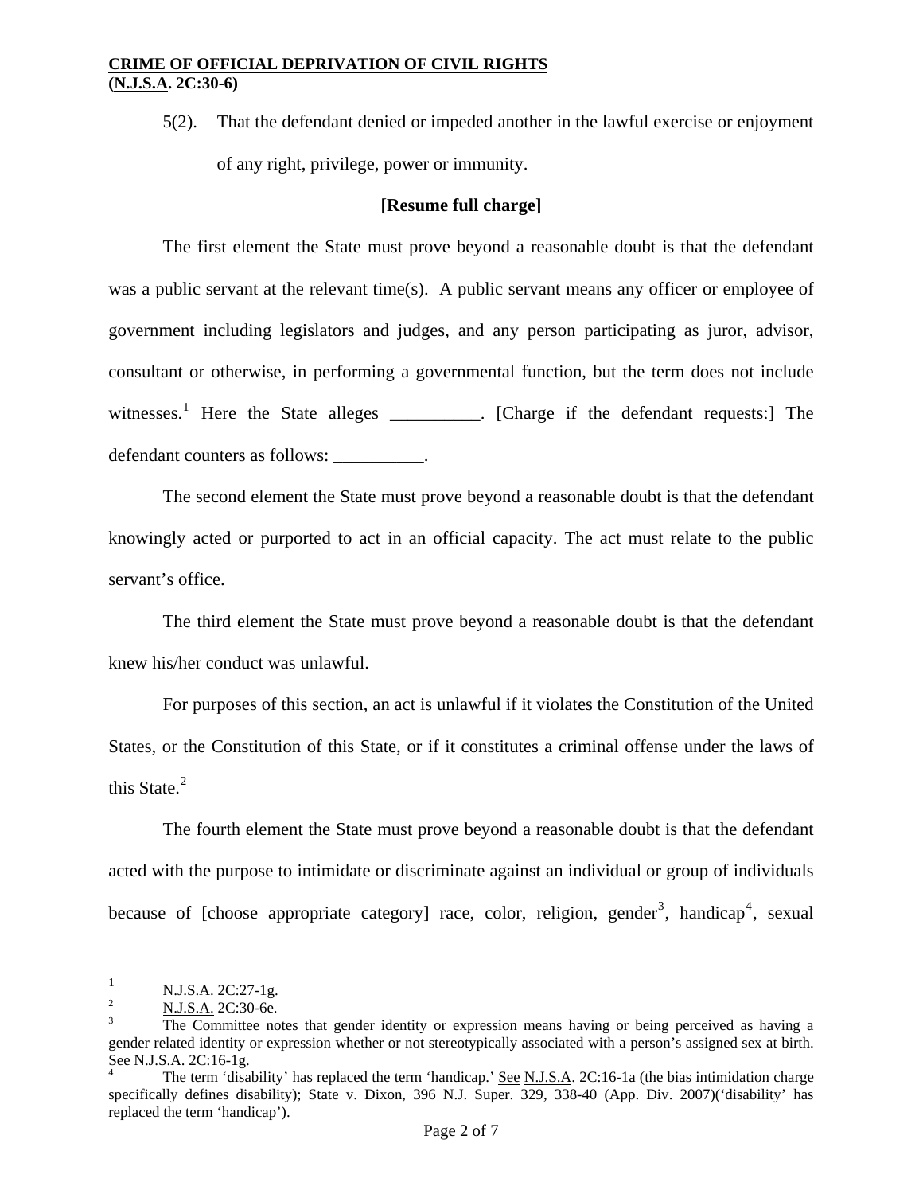**CRIME OF OFFICIAL DEPRIVATION OF CIVIL RIGHTS**
**(N.J.S.A. 2C:30-6)**

5(2). That the defendant denied or impeded another in the lawful exercise or enjoyment of any right, privilege, power or immunity.

**[Resume full charge]**

The first element the State must prove beyond a reasonable doubt is that the defendant was a public servant at the relevant time(s). A public servant means any officer or employee of government including legislators and judges, and any person participating as juror, advisor, consultant or otherwise, in performing a governmental function, but the term does not include witnesses.[1] Here the State alleges __________. [Charge if the defendant requests:] The defendant counters as follows: __________.

The second element the State must prove beyond a reasonable doubt is that the defendant knowingly acted or purported to act in an official capacity. The act must relate to the public servant's office.

The third element the State must prove beyond a reasonable doubt is that the defendant knew his/her conduct was unlawful.

For purposes of this section, an act is unlawful if it violates the Constitution of the United States, or the Constitution of this State, or if it constitutes a criminal offense under the laws of this State.[2]

The fourth element the State must prove beyond a reasonable doubt is that the defendant acted with the purpose to intimidate or discriminate against an individual or group of individuals because of [choose appropriate category] race, color, religion, gender[3], handicap[4], sexual

---

[1] N.J.S.A. 2C:27-1g.

[2] N.J.S.A. 2C:30-6e.

[3] The Committee notes that gender identity or expression means having or being perceived as having a gender related identity or expression whether or not stereotypically associated with a person's assigned sex at birth. See N.J.S.A. 2C:16-1g.

[4] The term 'disability' has replaced the term 'handicap.' See N.J.S.A. 2C:16-1a (the bias intimidation charge specifically defines disability); State v. Dixon, 396 N.J. Super. 329, 338-40 (App. Div. 2007)('disability' has replaced the term 'handicap').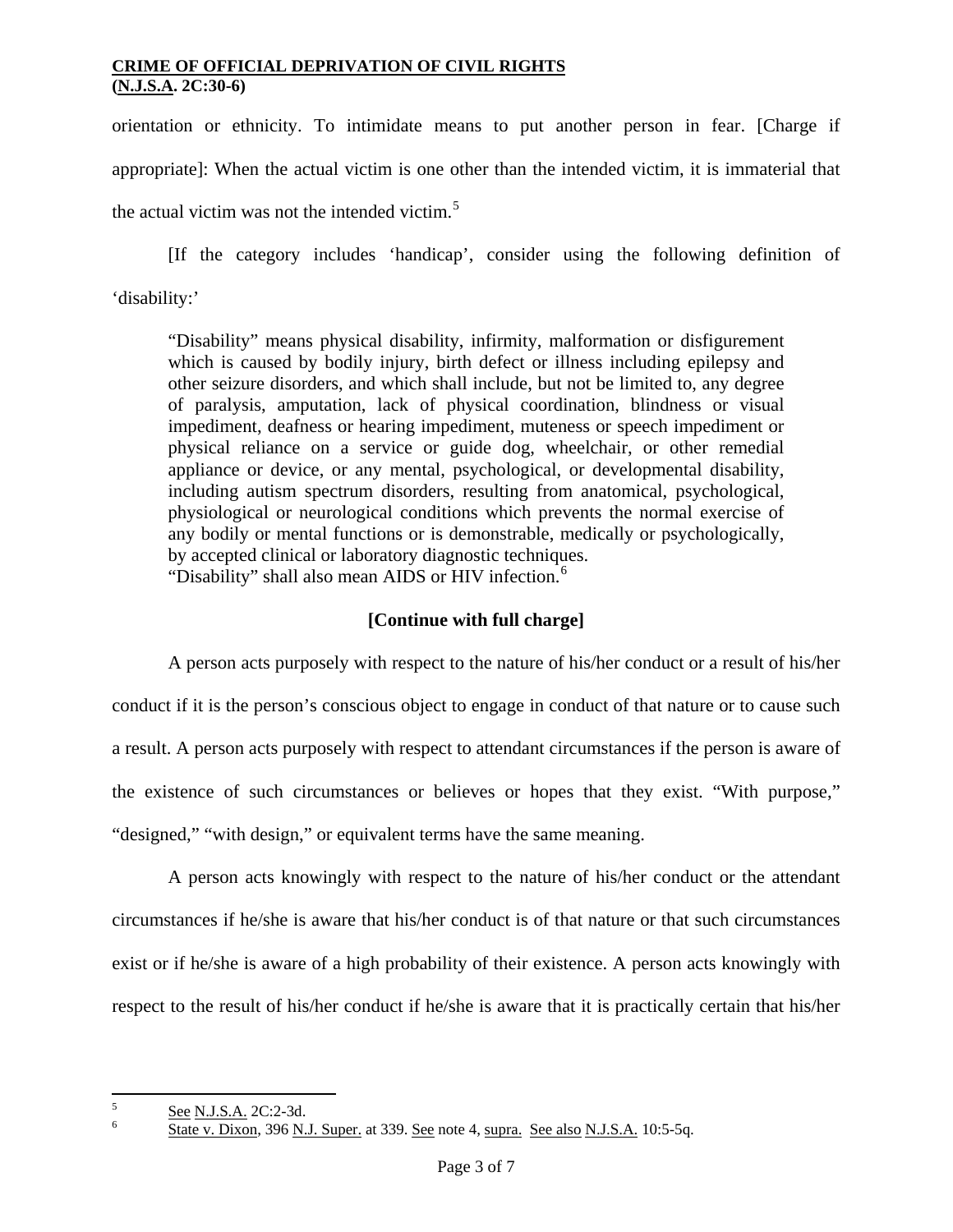orientation or ethnicity. To intimidate means to put another person in fear. [Charge if appropriate]: When the actual victim is one other than the intended victim, it is immaterial that the actual victim was not the intended victim.[5]

[If the category includes 'handicap', consider using the following definition of 'disability:'

> "Disability" means physical disability, infirmity, malformation or disfigurement which is caused by bodily injury, birth defect or illness including epilepsy and other seizure disorders, and which shall include, but not be limited to, any degree of paralysis, amputation, lack of physical coordination, blindness or visual impediment, deafness or hearing impediment, muteness or speech impediment or physical reliance on a service or guide dog, wheelchair, or other remedial appliance or device, or any mental, psychological, or developmental disability, including autism spectrum disorders, resulting from anatomical, psychological, physiological or neurological conditions which prevents the normal exercise of any bodily or mental functions or is demonstrable, medically or psychologically, by accepted clinical or laboratory diagnostic techniques.
> "Disability" shall also mean AIDS or HIV infection.[6]

**[Continue with full charge]**

A person acts purposely with respect to the nature of his/her conduct or a result of his/her conduct if it is the person's conscious object to engage in conduct of that nature or to cause such a result. A person acts purposely with respect to attendant circumstances if the person is aware of the existence of such circumstances or believes or hopes that they exist. "With purpose," "designed," "with design," or equivalent terms have the same meaning.

A person acts knowingly with respect to the nature of his/her conduct or the attendant circumstances if he/she is aware that his/her conduct is of that nature or that such circumstances exist or if he/she is aware of a high probability of their existence. A person acts knowingly with respect to the result of his/her conduct if he/she is aware that it is practically certain that his/her

---

[5] See N.J.S.A. 2C:2-3d.

[6] State v. Dixon, 396 N.J. Super. at 339. See note 4, supra. See also N.J.S.A. 10:5-5q.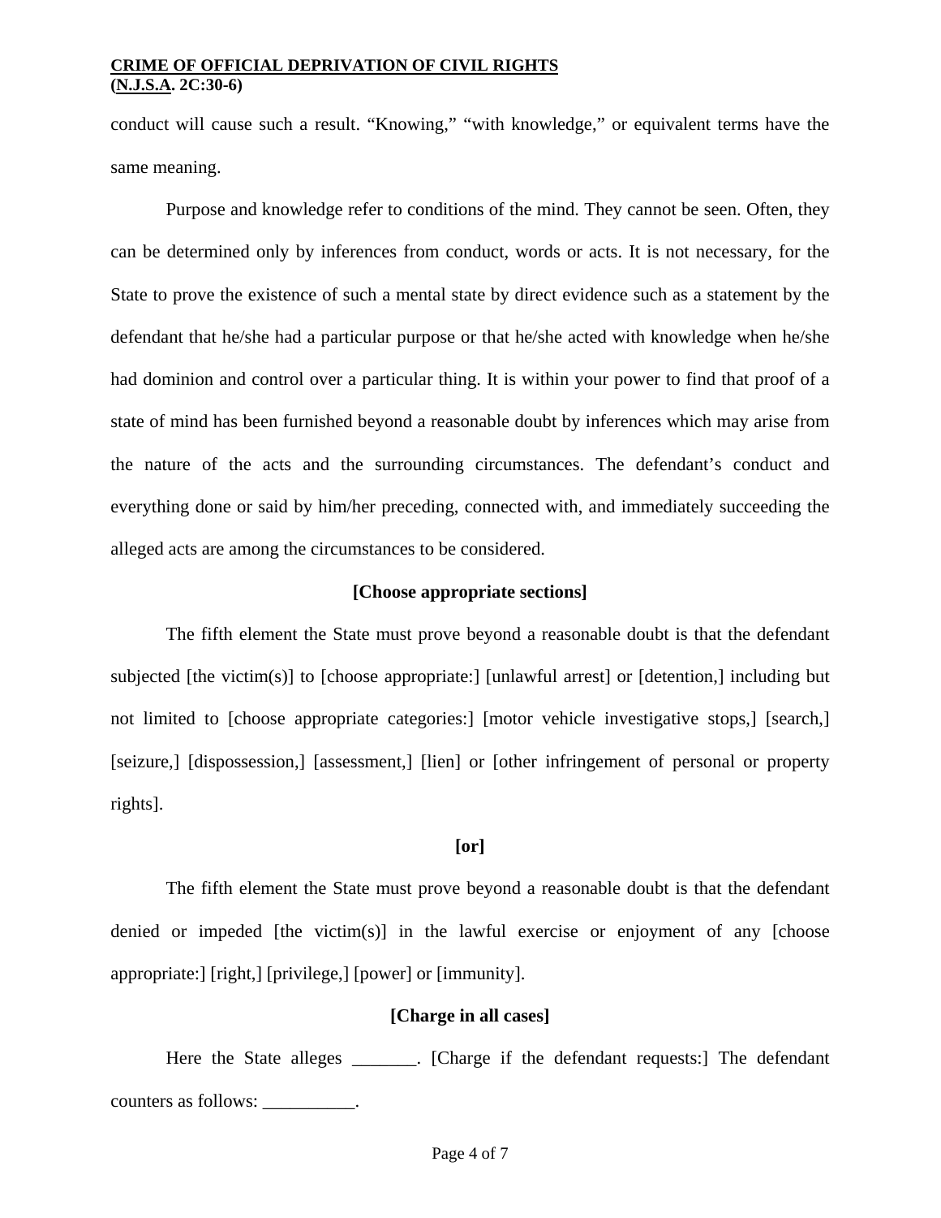conduct will cause such a result. "Knowing," "with knowledge," or equivalent terms have the same meaning.

Purpose and knowledge refer to conditions of the mind. They cannot be seen. Often, they can be determined only by inferences from conduct, words or acts. It is not necessary, for the State to prove the existence of such a mental state by direct evidence such as a statement by the defendant that he/she had a particular purpose or that he/she acted with knowledge when he/she had dominion and control over a particular thing. It is within your power to find that proof of a state of mind has been furnished beyond a reasonable doubt by inferences which may arise from the nature of the acts and the surrounding circumstances. The defendant's conduct and everything done or said by him/her preceding, connected with, and immediately succeeding the alleged acts are among the circumstances to be considered.

**[Choose appropriate sections]**

The fifth element the State must prove beyond a reasonable doubt is that the defendant subjected [the victim(s)] to [choose appropriate:] [unlawful arrest] or [detention,] including but not limited to [choose appropriate categories:] [motor vehicle investigative stops,] [search,] [seizure,] [dispossession,] [assessment,] [lien] or [other infringement of personal or property rights].

**[or]**

The fifth element the State must prove beyond a reasonable doubt is that the defendant denied or impeded [the victim(s)] in the lawful exercise or enjoyment of any [choose appropriate:] [right,] [privilege,] [power] or [immunity].

**[Charge in all cases]**

Here the State alleges _______. [Charge if the defendant requests:] The defendant counters as follows: __________.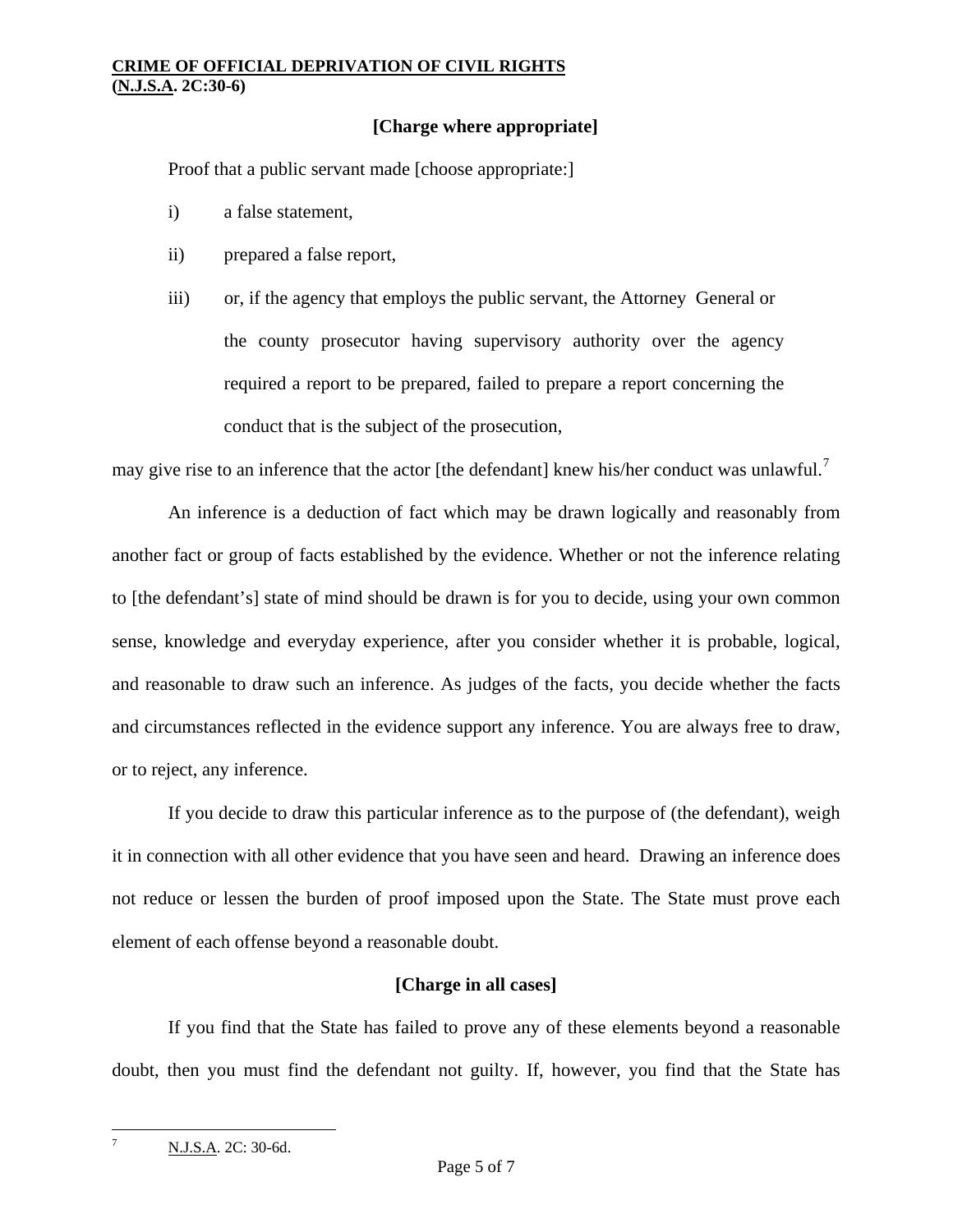**CRIME OF OFFICIAL DEPRIVATION OF CIVIL RIGHTS**
**(N.J.S.A. 2C:30-6)**

**[Charge where appropriate]**

Proof that a public servant made [choose appropriate:]

i) a false statement,

ii) prepared a false report,

iii) or, if the agency that employs the public servant, the Attorney General or the county prosecutor having supervisory authority over the agency required a report to be prepared, failed to prepare a report concerning the conduct that is the subject of the prosecution,

may give rise to an inference that the actor [the defendant] knew his/her conduct was unlawful.[7]

An inference is a deduction of fact which may be drawn logically and reasonably from another fact or group of facts established by the evidence. Whether or not the inference relating to [the defendant's] state of mind should be drawn is for you to decide, using your own common sense, knowledge and everyday experience, after you consider whether it is probable, logical, and reasonable to draw such an inference. As judges of the facts, you decide whether the facts and circumstances reflected in the evidence support any inference. You are always free to draw, or to reject, any inference.

If you decide to draw this particular inference as to the purpose of (the defendant), weigh it in connection with all other evidence that you have seen and heard. Drawing an inference does not reduce or lessen the burden of proof imposed upon the State. The State must prove each element of each offense beyond a reasonable doubt.

**[Charge in all cases]**

If you find that the State has failed to prove any of these elements beyond a reasonable doubt, then you must find the defendant not guilty. If, however, you find that the State has

---

[7] N.J.S.A. 2C: 30-6d.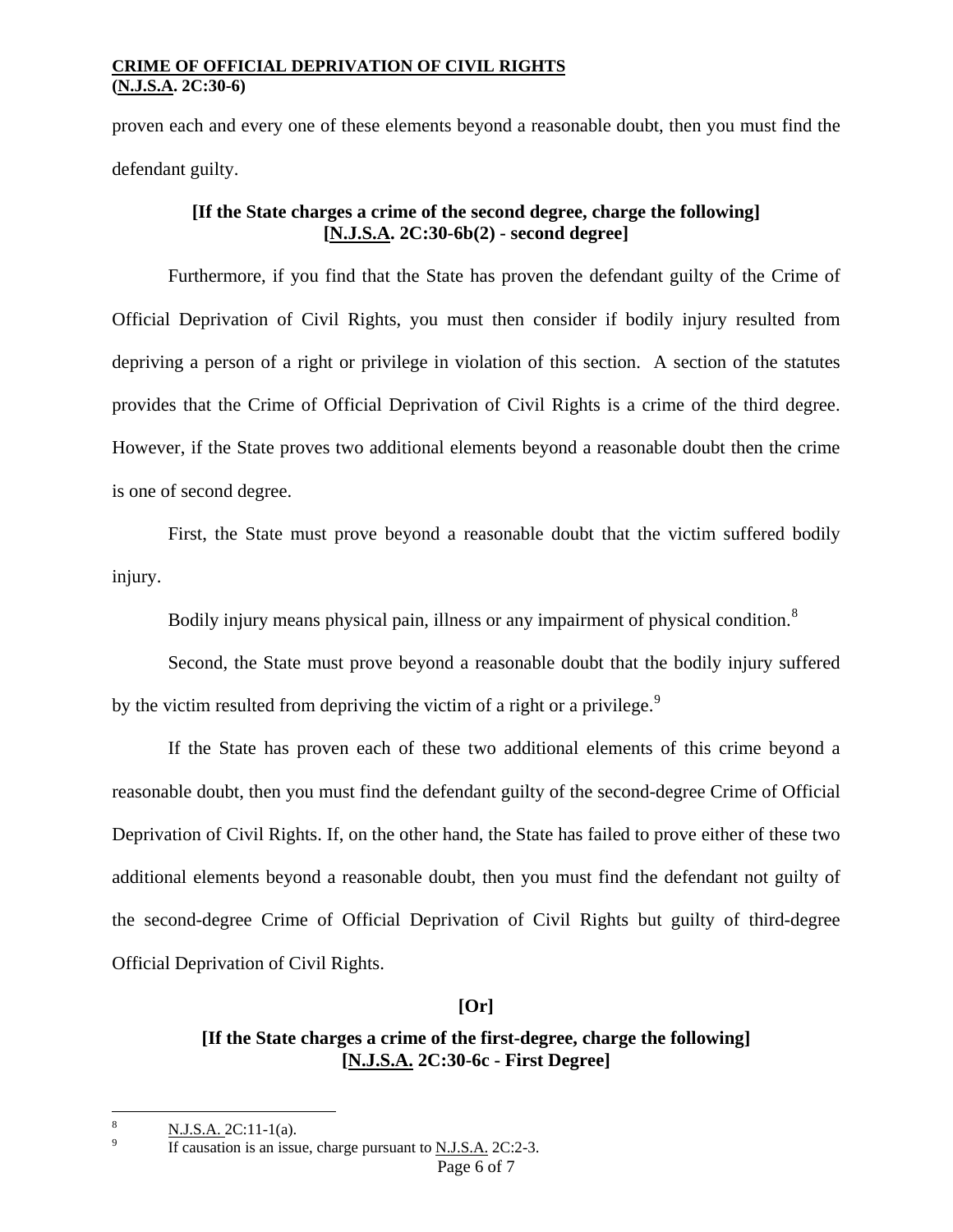proven each and every one of these elements beyond a reasonable doubt, then you must find the defendant guilty.

**[If the State charges a crime of the second degree, charge the following]**
**[N.J.S.A. 2C:30-6b(2) - second degree]**

Furthermore, if you find that the State has proven the defendant guilty of the Crime of Official Deprivation of Civil Rights, you must then consider if bodily injury resulted from depriving a person of a right or privilege in violation of this section. A section of the statutes provides that the Crime of Official Deprivation of Civil Rights is a crime of the third degree. However, if the State proves two additional elements beyond a reasonable doubt then the crime is one of second degree.

First, the State must prove beyond a reasonable doubt that the victim suffered bodily injury.

Bodily injury means physical pain, illness or any impairment of physical condition.[8]

Second, the State must prove beyond a reasonable doubt that the bodily injury suffered by the victim resulted from depriving the victim of a right or a privilege.[9]

If the State has proven each of these two additional elements of this crime beyond a reasonable doubt, then you must find the defendant guilty of the second-degree Crime of Official Deprivation of Civil Rights. If, on the other hand, the State has failed to prove either of these two additional elements beyond a reasonable doubt, then you must find the defendant not guilty of the second-degree Crime of Official Deprivation of Civil Rights but guilty of third-degree Official Deprivation of Civil Rights.

**[Or]**

**[If the State charges a crime of the first-degree, charge the following]**
**[N.J.S.A. 2C:30-6c - First Degree]**

---

[8] N.J.S.A. 2C:11-1(a).

[9] If causation is an issue, charge pursuant to N.J.S.A. 2C:2-3.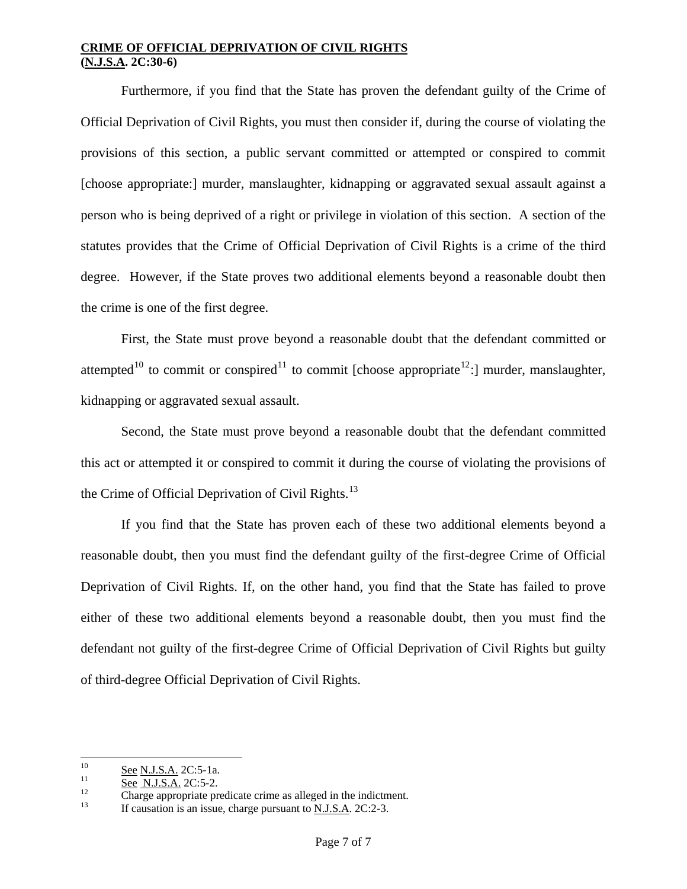**CRIME OF OFFICIAL DEPRIVATION OF CIVIL RIGHTS**
**(N.J.S.A. 2C:30-6)**

Furthermore, if you find that the State has proven the defendant guilty of the Crime of Official Deprivation of Civil Rights, you must then consider if, during the course of violating the provisions of this section, a public servant committed or attempted or conspired to commit [choose appropriate:] murder, manslaughter, kidnapping or aggravated sexual assault against a person who is being deprived of a right or privilege in violation of this section. A section of the statutes provides that the Crime of Official Deprivation of Civil Rights is a crime of the third degree. However, if the State proves two additional elements beyond a reasonable doubt then the crime is one of the first degree.

First, the State must prove beyond a reasonable doubt that the defendant committed or attempted[10] to commit or conspired[11] to commit [choose appropriate[12]:] murder, manslaughter, kidnapping or aggravated sexual assault.

Second, the State must prove beyond a reasonable doubt that the defendant committed this act or attempted it or conspired to commit it during the course of violating the provisions of the Crime of Official Deprivation of Civil Rights.[13]

If you find that the State has proven each of these two additional elements beyond a reasonable doubt, then you must find the defendant guilty of the first-degree Crime of Official Deprivation of Civil Rights. If, on the other hand, you find that the State has failed to prove either of these two additional elements beyond a reasonable doubt, then you must find the defendant not guilty of the first-degree Crime of Official Deprivation of Civil Rights but guilty of third-degree Official Deprivation of Civil Rights.

---

[10] See N.J.S.A. 2C:5-1a.

[11] See N.J.S.A. 2C:5-2.

[12] Charge appropriate predicate crime as alleged in the indictment.

[13] If causation is an issue, charge pursuant to N.J.S.A. 2C:2-3.